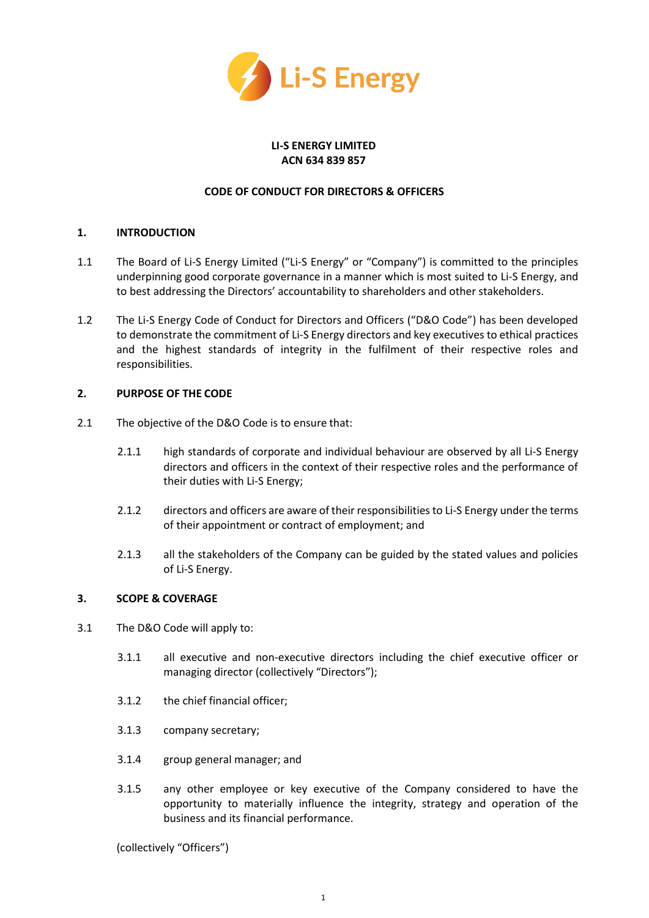**LI-S ENERGY LIMITED**
**ACN 634 839 857**

**CODE OF CONDUCT FOR DIRECTORS & OFFICERS**

## 1. INTRODUCTION

1.1 The Board of Li-S Energy Limited ("Li-S Energy" or "Company") is committed to the principles underpinning good corporate governance in a manner which is most suited to Li-S Energy, and to best addressing the Directors' accountability to shareholders and other stakeholders.

1.2 The Li-S Energy Code of Conduct for Directors and Officers ("D&O Code") has been developed to demonstrate the commitment of Li-S Energy directors and key executives to ethical practices and the highest standards of integrity in the fulfilment of their respective roles and responsibilities.

## 2. PURPOSE OF THE CODE

2.1 The objective of the D&O Code is to ensure that:

2.1.1 high standards of corporate and individual behaviour are observed by all Li-S Energy directors and officers in the context of their respective roles and the performance of their duties with Li-S Energy;

2.1.2 directors and officers are aware of their responsibilities to Li-S Energy under the terms of their appointment or contract of employment; and

2.1.3 all the stakeholders of the Company can be guided by the stated values and policies of Li-S Energy.

## 3. SCOPE & COVERAGE

3.1 The D&O Code will apply to:

3.1.1 all executive and non-executive directors including the chief executive officer or managing director (collectively "Directors");

3.1.2 the chief financial officer;

3.1.3 company secretary;

3.1.4 group general manager; and

3.1.5 any other employee or key executive of the Company considered to have the opportunity to materially influence the integrity, strategy and operation of the business and its financial performance.

(collectively "Officers")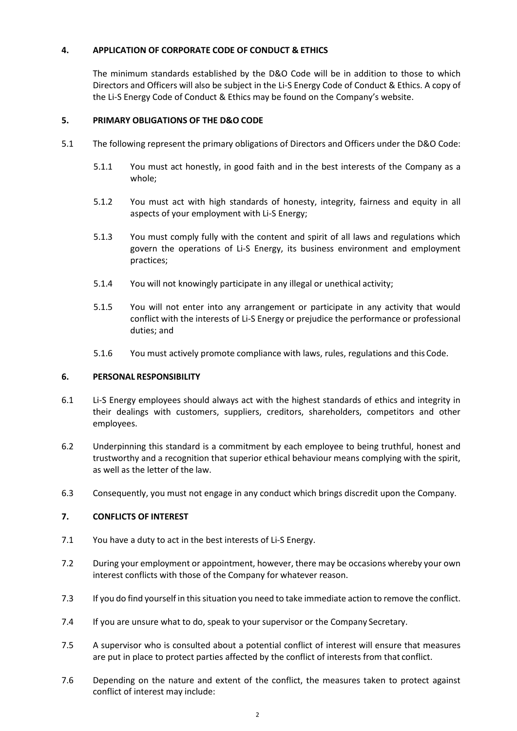## 4. APPLICATION OF CORPORATE CODE OF CONDUCT & ETHICS

The minimum standards established by the D&O Code will be in addition to those to which Directors and Officers will also be subject in the Li-S Energy Code of Conduct & Ethics. A copy of the Li-S Energy Code of Conduct & Ethics may be found on the Company's website.

## 5. PRIMARY OBLIGATIONS OF THE D&O CODE

5.1 The following represent the primary obligations of Directors and Officers under the D&O Code:

5.1.1 You must act honestly, in good faith and in the best interests of the Company as a whole;

5.1.2 You must act with high standards of honesty, integrity, fairness and equity in all aspects of your employment with Li-S Energy;

5.1.3 You must comply fully with the content and spirit of all laws and regulations which govern the operations of Li-S Energy, its business environment and employment practices;

5.1.4 You will not knowingly participate in any illegal or unethical activity;

5.1.5 You will not enter into any arrangement or participate in any activity that would conflict with the interests of Li-S Energy or prejudice the performance or professional duties; and

5.1.6 You must actively promote compliance with laws, rules, regulations and this Code.

## 6. PERSONAL RESPONSIBILITY

6.1 Li-S Energy employees should always act with the highest standards of ethics and integrity in their dealings with customers, suppliers, creditors, shareholders, competitors and other employees.

6.2 Underpinning this standard is a commitment by each employee to being truthful, honest and trustworthy and a recognition that superior ethical behaviour means complying with the spirit, as well as the letter of the law.

6.3 Consequently, you must not engage in any conduct which brings discredit upon the Company.

## 7. CONFLICTS OF INTEREST

7.1 You have a duty to act in the best interests of Li-S Energy.

7.2 During your employment or appointment, however, there may be occasions whereby your own interest conflicts with those of the Company for whatever reason.

7.3 If you do find yourself in this situation you need to take immediate action to remove the conflict.

7.4 If you are unsure what to do, speak to your supervisor or the Company Secretary.

7.5 A supervisor who is consulted about a potential conflict of interest will ensure that measures are put in place to protect parties affected by the conflict of interests from that conflict.

7.6 Depending on the nature and extent of the conflict, the measures taken to protect against conflict of interest may include: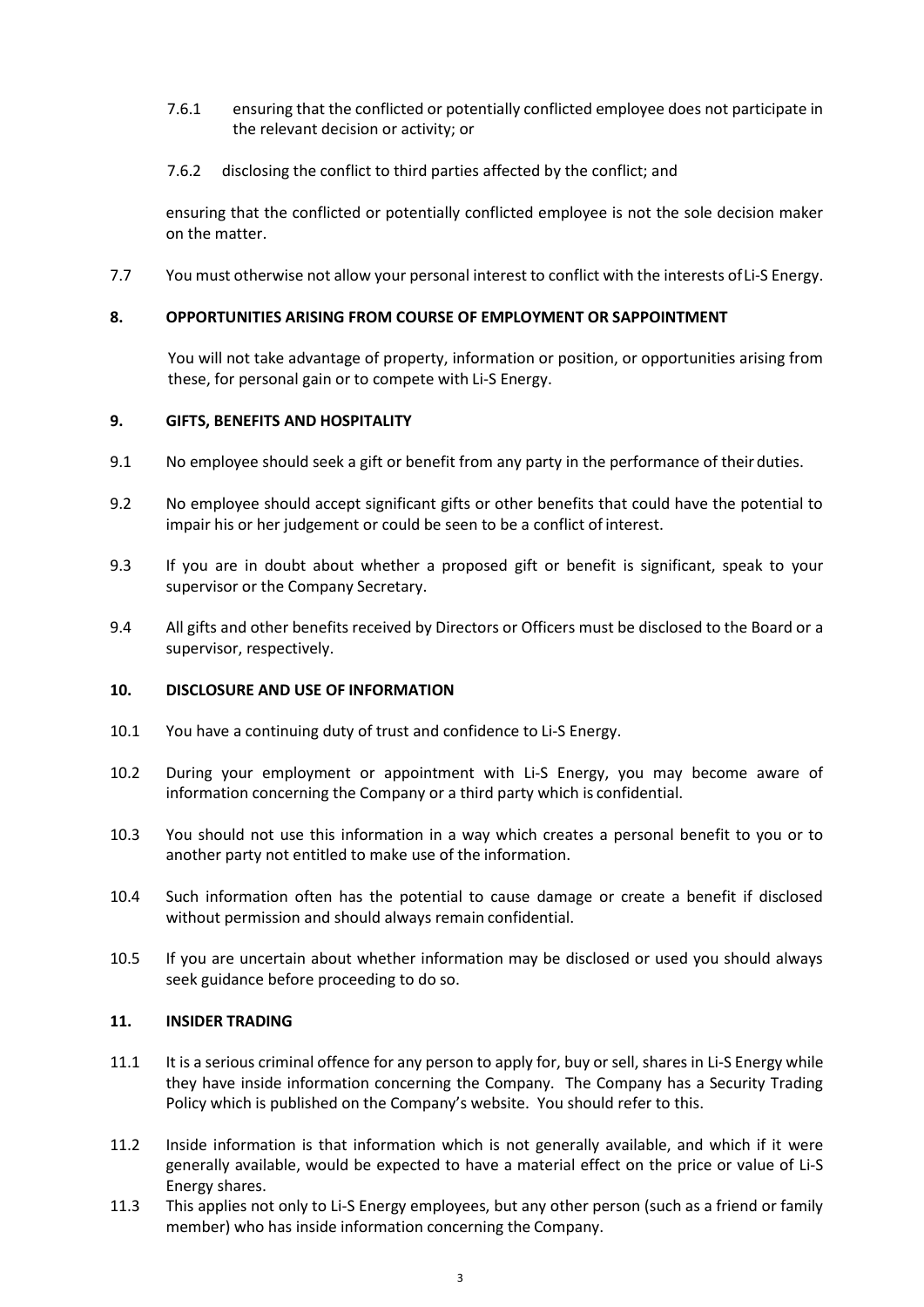7.6.1 ensuring that the conflicted or potentially conflicted employee does not participate in the relevant decision or activity; or

7.6.2 disclosing the conflict to third parties affected by the conflict; and

ensuring that the conflicted or potentially conflicted employee is not the sole decision maker on the matter.

7.7 You must otherwise not allow your personal interest to conflict with the interests of Li-S Energy.

## 8. OPPORTUNITIES ARISING FROM COURSE OF EMPLOYMENT OR SAPPOINTMENT

You will not take advantage of property, information or position, or opportunities arising from these, for personal gain or to compete with Li-S Energy.

## 9. GIFTS, BENEFITS AND HOSPITALITY

9.1 No employee should seek a gift or benefit from any party in the performance of their duties.

9.2 No employee should accept significant gifts or other benefits that could have the potential to impair his or her judgement or could be seen to be a conflict of interest.

9.3 If you are in doubt about whether a proposed gift or benefit is significant, speak to your supervisor or the Company Secretary.

9.4 All gifts and other benefits received by Directors or Officers must be disclosed to the Board or a supervisor, respectively.

## 10. DISCLOSURE AND USE OF INFORMATION

10.1 You have a continuing duty of trust and confidence to Li-S Energy.

10.2 During your employment or appointment with Li-S Energy, you may become aware of information concerning the Company or a third party which is confidential.

10.3 You should not use this information in a way which creates a personal benefit to you or to another party not entitled to make use of the information.

10.4 Such information often has the potential to cause damage or create a benefit if disclosed without permission and should always remain confidential.

10.5 If you are uncertain about whether information may be disclosed or used you should always seek guidance before proceeding to do so.

## 11. INSIDER TRADING

11.1 It is a serious criminal offence for any person to apply for, buy or sell, shares in Li-S Energy while they have inside information concerning the Company. The Company has a Security Trading Policy which is published on the Company's website. You should refer to this.

11.2 Inside information is that information which is not generally available, and which if it were generally available, would be expected to have a material effect on the price or value of Li-S Energy shares.

11.3 This applies not only to Li-S Energy employees, but any other person (such as a friend or family member) who has inside information concerning the Company.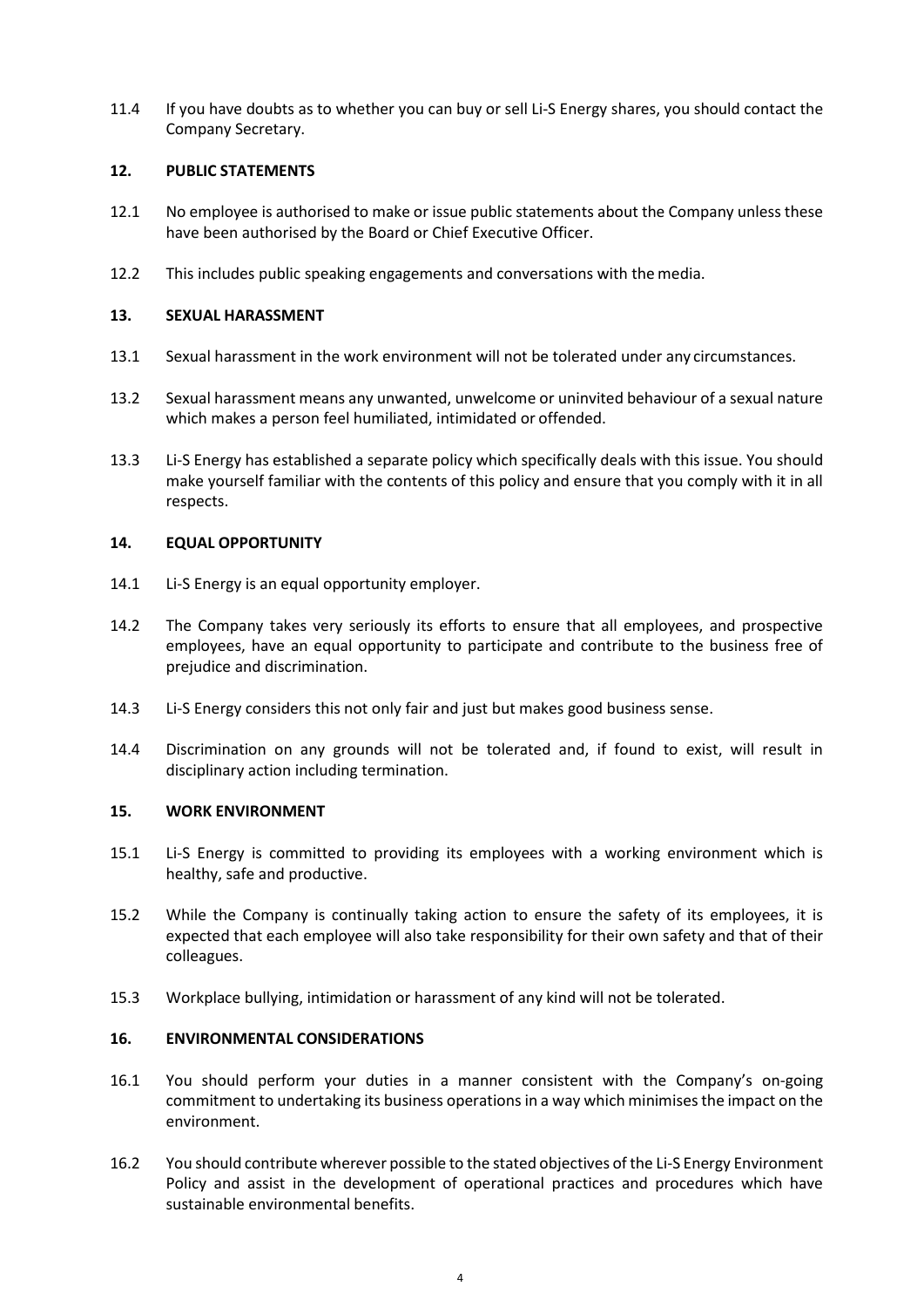11.4 If you have doubts as to whether you can buy or sell Li-S Energy shares, you should contact the Company Secretary.

## 12. PUBLIC STATEMENTS

12.1 No employee is authorised to make or issue public statements about the Company unless these have been authorised by the Board or Chief Executive Officer.

12.2 This includes public speaking engagements and conversations with the media.

## 13. SEXUAL HARASSMENT

13.1 Sexual harassment in the work environment will not be tolerated under any circumstances.

13.2 Sexual harassment means any unwanted, unwelcome or uninvited behaviour of a sexual nature which makes a person feel humiliated, intimidated or offended.

13.3 Li-S Energy has established a separate policy which specifically deals with this issue. You should make yourself familiar with the contents of this policy and ensure that you comply with it in all respects.

## 14. EQUAL OPPORTUNITY

14.1 Li-S Energy is an equal opportunity employer.

14.2 The Company takes very seriously its efforts to ensure that all employees, and prospective employees, have an equal opportunity to participate and contribute to the business free of prejudice and discrimination.

14.3 Li-S Energy considers this not only fair and just but makes good business sense.

14.4 Discrimination on any grounds will not be tolerated and, if found to exist, will result in disciplinary action including termination.

## 15. WORK ENVIRONMENT

15.1 Li-S Energy is committed to providing its employees with a working environment which is healthy, safe and productive.

15.2 While the Company is continually taking action to ensure the safety of its employees, it is expected that each employee will also take responsibility for their own safety and that of their colleagues.

15.3 Workplace bullying, intimidation or harassment of any kind will not be tolerated.

## 16. ENVIRONMENTAL CONSIDERATIONS

16.1 You should perform your duties in a manner consistent with the Company's on-going commitment to undertaking its business operations in a way which minimises the impact on the environment.

16.2 You should contribute wherever possible to the stated objectives of the Li-S Energy Environment Policy and assist in the development of operational practices and procedures which have sustainable environmental benefits.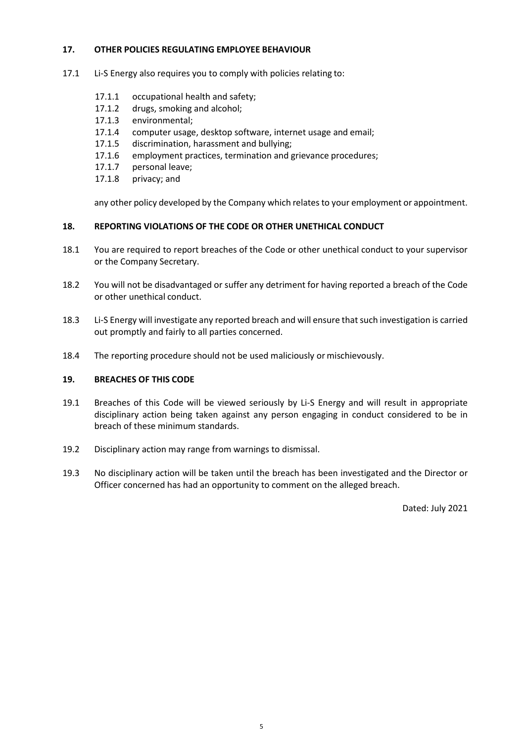## 17. OTHER POLICIES REGULATING EMPLOYEE BEHAVIOUR

17.1 Li-S Energy also requires you to comply with policies relating to:

- 17.1.1 occupational health and safety;
- 17.1.2 drugs, smoking and alcohol;
- 17.1.3 environmental;
- 17.1.4 computer usage, desktop software, internet usage and email;
- 17.1.5 discrimination, harassment and bullying;
- 17.1.6 employment practices, termination and grievance procedures;
- 17.1.7 personal leave;
- 17.1.8 privacy; and

any other policy developed by the Company which relates to your employment or appointment.

## 18. REPORTING VIOLATIONS OF THE CODE OR OTHER UNETHICAL CONDUCT

18.1 You are required to report breaches of the Code or other unethical conduct to your supervisor or the Company Secretary.

18.2 You will not be disadvantaged or suffer any detriment for having reported a breach of the Code or other unethical conduct.

18.3 Li-S Energy will investigate any reported breach and will ensure that such investigation is carried out promptly and fairly to all parties concerned.

18.4 The reporting procedure should not be used maliciously or mischievously.

## 19. BREACHES OF THIS CODE

19.1 Breaches of this Code will be viewed seriously by Li-S Energy and will result in appropriate disciplinary action being taken against any person engaging in conduct considered to be in breach of these minimum standards.

19.2 Disciplinary action may range from warnings to dismissal.

19.3 No disciplinary action will be taken until the breach has been investigated and the Director or Officer concerned has had an opportunity to comment on the alleged breach.

Dated: July 2021